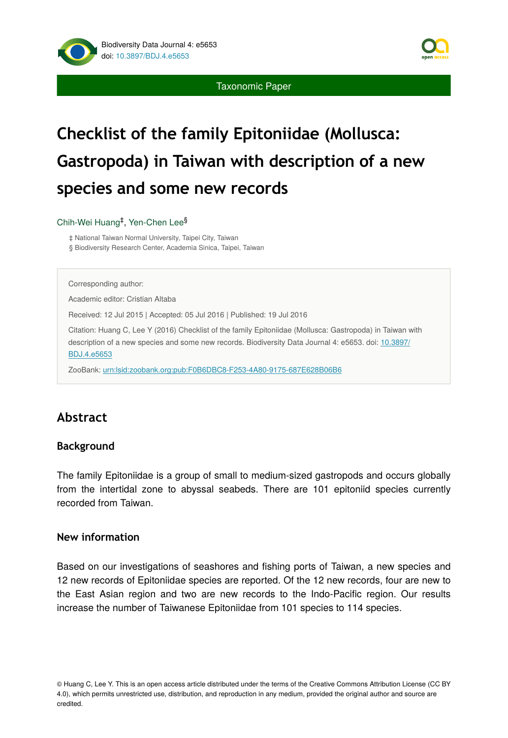Taxonomic Paper

# Checklist of the family Epitoniidae (Mollusca: Gastropoda) in Taiwan with description of a new species and some new records

Chih-Wei Huang[‡], Yen-Chen Lee[§]

‡ National Taiwan Normal University, Taipei City, Taiwan
§ Biodiversity Research Center, Academia Sinica, Taipei, Taiwan

Corresponding author:

Academic editor: Cristian Altaba

Received: 12 Jul 2015 | Accepted: 05 Jul 2016 | Published: 19 Jul 2016

Citation: Huang C, Lee Y (2016) Checklist of the family Epitoniidae (Mollusca: Gastropoda) in Taiwan with description of a new species and some new records. Biodiversity Data Journal 4: e5653. doi: 10.3897/BDJ.4.e5653

ZooBank: urn:lsid:zoobank.org:pub:F0B6DBC8-F253-4A80-9175-687E628B06B6

## Abstract

### Background

The family Epitoniidae is a group of small to medium-sized gastropods and occurs globally from the intertidal zone to abyssal seabeds. There are 101 epitoniid species currently recorded from Taiwan.

### New information

Based on our investigations of seashores and fishing ports of Taiwan, a new species and 12 new records of Epitoniidae species are reported. Of the 12 new records, four are new to the East Asian region and two are new records to the Indo-Pacific region. Our results increase the number of Taiwanese Epitoniidae from 101 species to 114 species.

© Huang C, Lee Y. This is an open access article distributed under the terms of the Creative Commons Attribution License (CC BY 4.0), which permits unrestricted use, distribution, and reproduction in any medium, provided the original author and source are credited.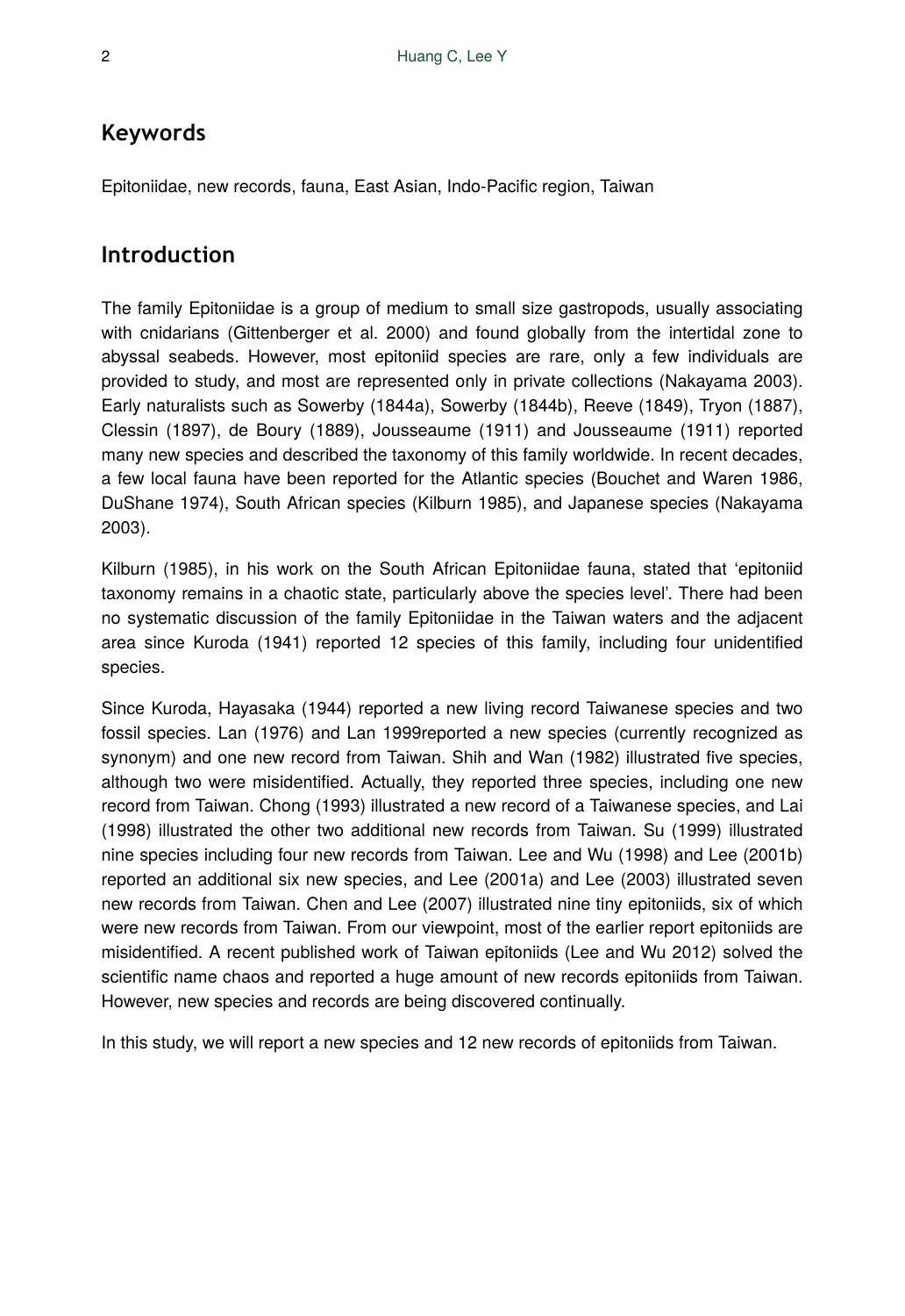## Keywords

Epitoniidae, new records, fauna, East Asian, Indo-Pacific region, Taiwan

## Introduction

The family Epitoniidae is a group of medium to small size gastropods, usually associating with cnidarians (Gittenberger et al. 2000) and found globally from the intertidal zone to abyssal seabeds. However, most epitoniid species are rare, only a few individuals are provided to study, and most are represented only in private collections (Nakayama 2003). Early naturalists such as Sowerby (1844a), Sowerby (1844b), Reeve (1849), Tryon (1887), Clessin (1897), de Boury (1889), Jousseaume (1911) and Jousseaume (1911) reported many new species and described the taxonomy of this family worldwide. In recent decades, a few local fauna have been reported for the Atlantic species (Bouchet and Waren 1986, DuShane 1974), South African species (Kilburn 1985), and Japanese species (Nakayama 2003).

Kilburn (1985), in his work on the South African Epitoniidae fauna, stated that 'epitoniid taxonomy remains in a chaotic state, particularly above the species level'. There had been no systematic discussion of the family Epitoniidae in the Taiwan waters and the adjacent area since Kuroda (1941) reported 12 species of this family, including four unidentified species.

Since Kuroda, Hayasaka (1944) reported a new living record Taiwanese species and two fossil species. Lan (1976) and Lan 1999reported a new species (currently recognized as synonym) and one new record from Taiwan. Shih and Wan (1982) illustrated five species, although two were misidentified. Actually, they reported three species, including one new record from Taiwan. Chong (1993) illustrated a new record of a Taiwanese species, and Lai (1998) illustrated the other two additional new records from Taiwan. Su (1999) illustrated nine species including four new records from Taiwan. Lee and Wu (1998) and Lee (2001b) reported an additional six new species, and Lee (2001a) and Lee (2003) illustrated seven new records from Taiwan. Chen and Lee (2007) illustrated nine tiny epitoniids, six of which were new records from Taiwan. From our viewpoint, most of the earlier report epitoniids are misidentified. A recent published work of Taiwan epitoniids (Lee and Wu 2012) solved the scientific name chaos and reported a huge amount of new records epitoniids from Taiwan. However, new species and records are being discovered continually.

In this study, we will report a new species and 12 new records of epitoniids from Taiwan.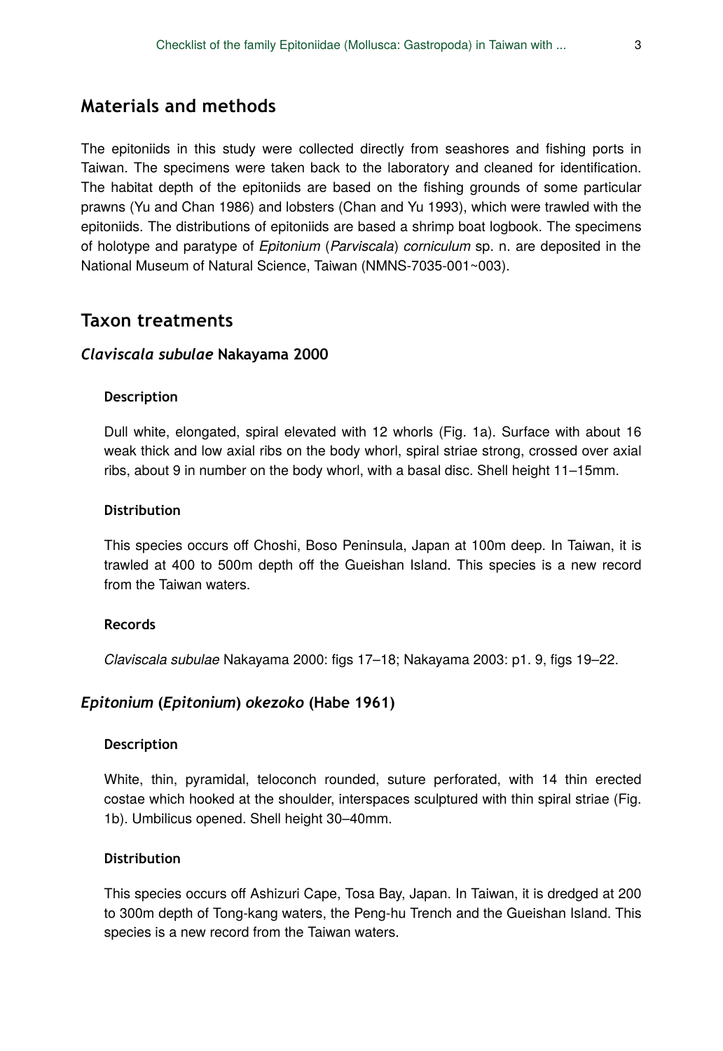## Materials and methods

The epitoniids in this study were collected directly from seashores and fishing ports in Taiwan. The specimens were taken back to the laboratory and cleaned for identification. The habitat depth of the epitoniids are based on the fishing grounds of some particular prawns (Yu and Chan 1986) and lobsters (Chan and Yu 1993), which were trawled with the epitoniids. The distributions of epitoniids are based a shrimp boat logbook. The specimens of holotype and paratype of *Epitonium* (*Parviscala*) *corniculum* sp. n. are deposited in the National Museum of Natural Science, Taiwan (NMNS-7035-001~003).

## Taxon treatments

### *Claviscala subulae* Nakayama 2000

#### Description

Dull white, elongated, spiral elevated with 12 whorls (Fig. 1a). Surface with about 16 weak thick and low axial ribs on the body whorl, spiral striae strong, crossed over axial ribs, about 9 in number on the body whorl, with a basal disc. Shell height 11–15mm.

#### Distribution

This species occurs off Choshi, Boso Peninsula, Japan at 100m deep. In Taiwan, it is trawled at 400 to 500m depth off the Gueishan Island. This species is a new record from the Taiwan waters.

#### Records

*Claviscala subulae* Nakayama 2000: figs 17–18; Nakayama 2003: p1. 9, figs 19–22.

### *Epitonium* (*Epitonium*) *okezoko* (Habe 1961)

#### Description

White, thin, pyramidal, teloconch rounded, suture perforated, with 14 thin erected costae which hooked at the shoulder, interspaces sculptured with thin spiral striae (Fig. 1b). Umbilicus opened. Shell height 30–40mm.

#### Distribution

This species occurs off Ashizuri Cape, Tosa Bay, Japan. In Taiwan, it is dredged at 200 to 300m depth of Tong-kang waters, the Peng-hu Trench and the Gueishan Island. This species is a new record from the Taiwan waters.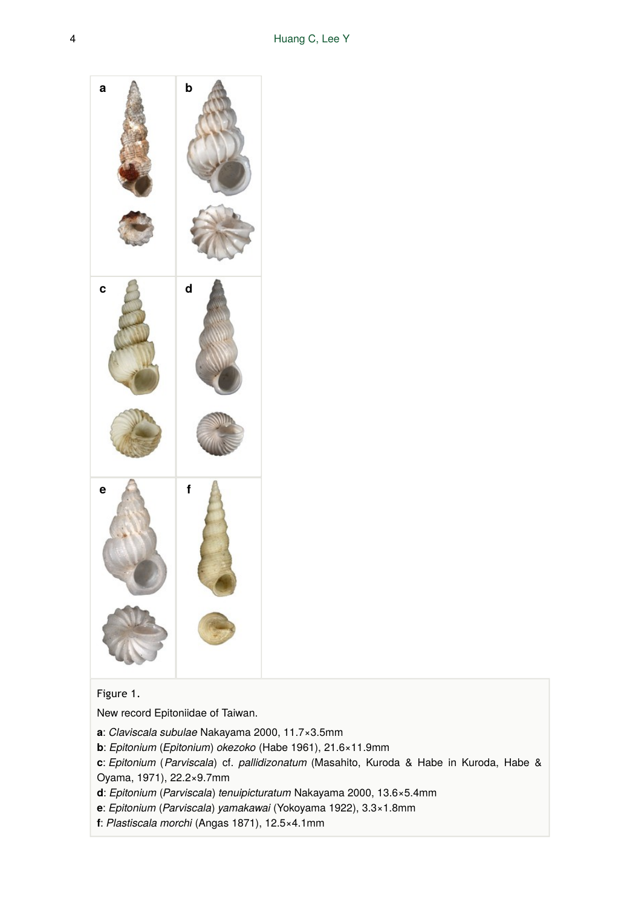Figure 1.

New record Epitoniidae of Taiwan.

**a**: *Claviscala subulae* Nakayama 2000, 11.7×3.5mm

**b**: *Epitonium* (*Epitonium*) *okezoko* (Habe 1961), 21.6×11.9mm

**c**: *Epitonium* (*Parviscala*) cf. *pallidizonatum* (Masahito, Kuroda & Habe in Kuroda, Habe & Oyama, 1971), 22.2×9.7mm

**d**: *Epitonium* (*Parviscala*) *tenuipicturatum* Nakayama 2000, 13.6×5.4mm

**e**: *Epitonium* (*Parviscala*) *yamakawai* (Yokoyama 1922), 3.3×1.8mm

**f**: *Plastiscala morchi* (Angas 1871), 12.5×4.1mm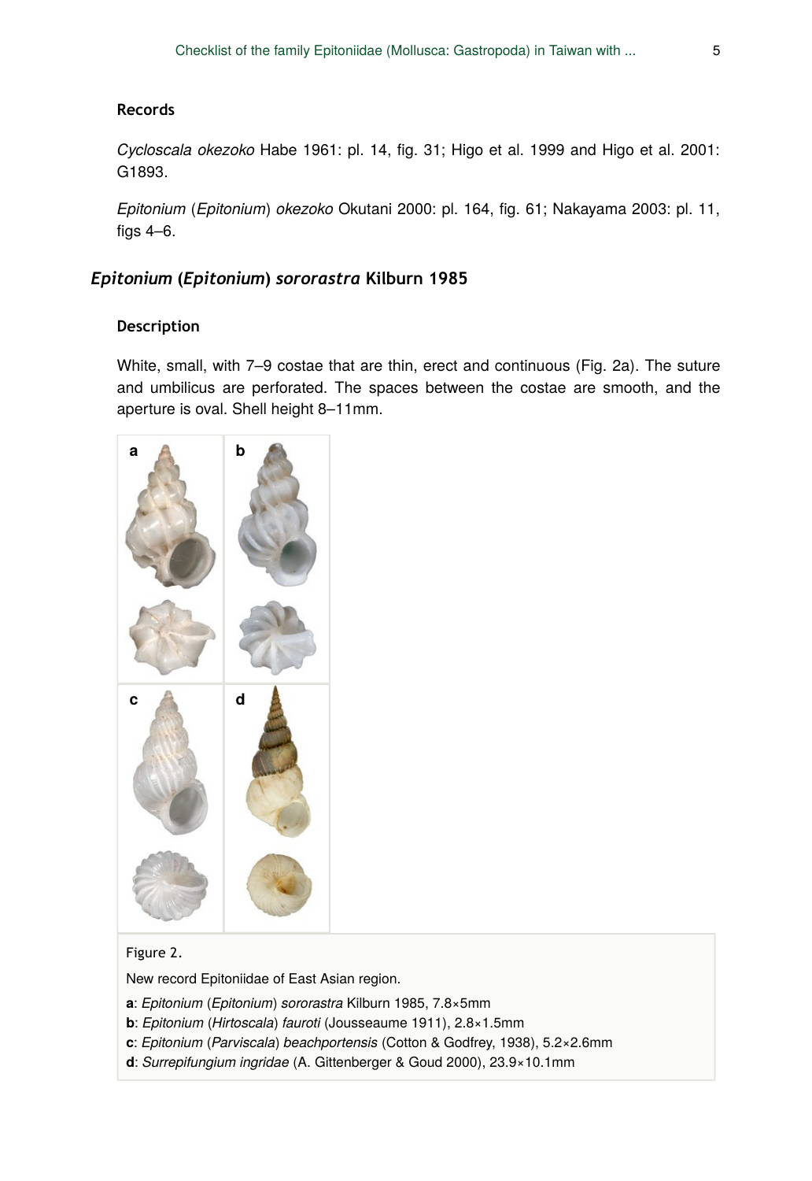#### Records

*Cycloscala okezoko* Habe 1961: pl. 14, fig. 31; Higo et al. 1999 and Higo et al. 2001: G1893.

*Epitonium* (*Epitonium*) *okezoko* Okutani 2000: pl. 164, fig. 61; Nakayama 2003: pl. 11, figs 4–6.

### *Epitonium* (*Epitonium*) *sororastra* Kilburn 1985

#### Description

White, small, with 7–9 costae that are thin, erect and continuous (Fig. 2a). The suture and umbilicus are perforated. The spaces between the costae are smooth, and the aperture is oval. Shell height 8–11mm.

Figure 2.

New record Epitoniidae of East Asian region.

**a**: *Epitonium* (*Epitonium*) *sororastra* Kilburn 1985, 7.8×5mm

**b**: *Epitonium* (*Hirtoscala*) *fauroti* (Jousseaume 1911), 2.8×1.5mm

**c**: *Epitonium* (*Parviscala*) *beachportensis* (Cotton & Godfrey, 1938), 5.2×2.6mm

**d**: *Surrepifungium ingridae* (A. Gittenberger & Goud 2000), 23.9×10.1mm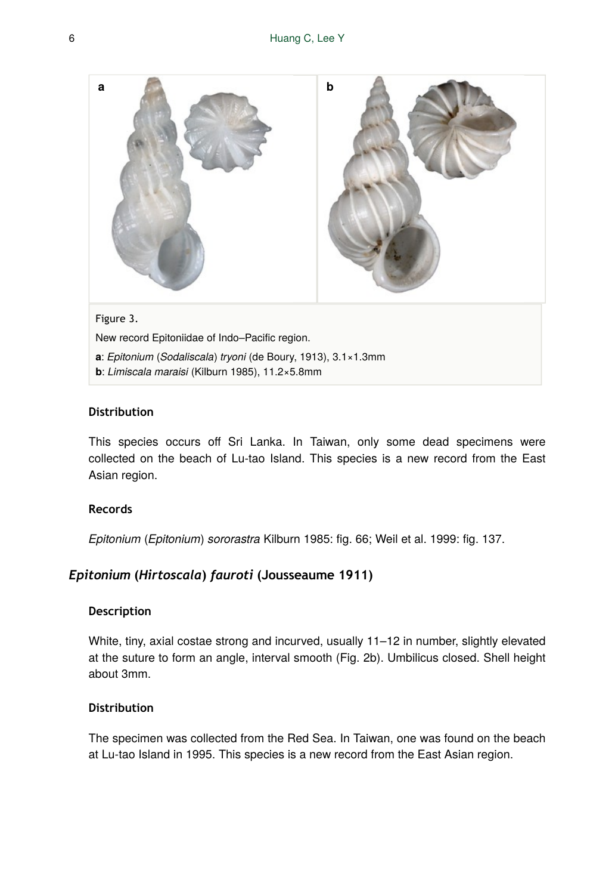Figure 3.

New record Epitoniidae of Indo–Pacific region.

**a**: *Epitonium* (*Sodaliscala*) *tryoni* (de Boury, 1913), 3.1×1.3mm

**b**: *Limiscala maraisi* (Kilburn 1985), 11.2×5.8mm

#### Distribution

This species occurs off Sri Lanka. In Taiwan, only some dead specimens were collected on the beach of Lu-tao Island. This species is a new record from the East Asian region.

#### Records

*Epitonium* (*Epitonium*) *sororastra* Kilburn 1985: fig. 66; Weil et al. 1999: fig. 137.

### *Epitonium* (*Hirtoscala*) *fauroti* (Jousseaume 1911)

#### Description

White, tiny, axial costae strong and incurved, usually 11–12 in number, slightly elevated at the suture to form an angle, interval smooth (Fig. 2b). Umbilicus closed. Shell height about 3mm.

#### Distribution

The specimen was collected from the Red Sea. In Taiwan, one was found on the beach at Lu-tao Island in 1995. This species is a new record from the East Asian region.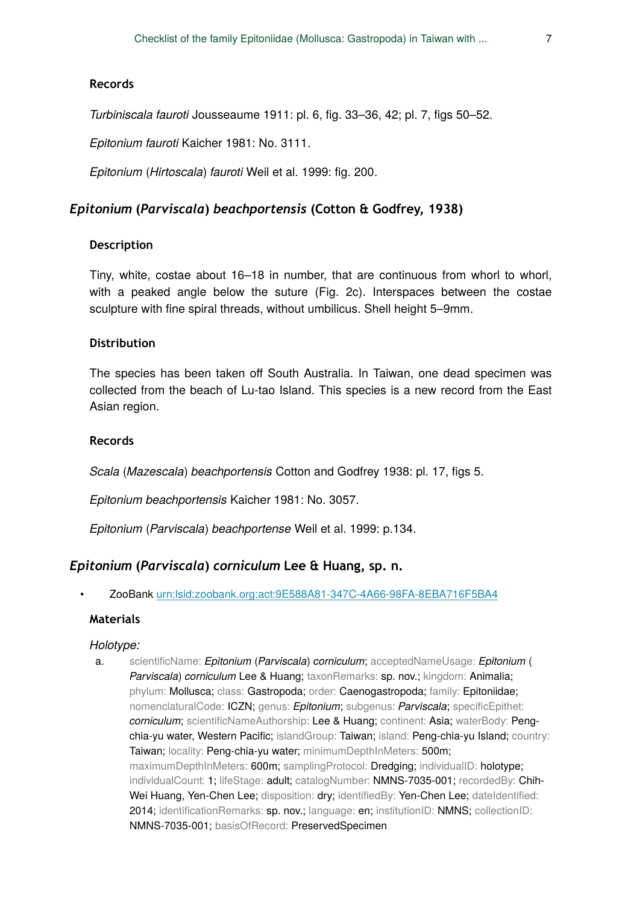#### Records

*Turbiniscala fauroti* Jousseaume 1911: pl. 6, fig. 33–36, 42; pl. 7, figs 50–52.

*Epitonium fauroti* Kaicher 1981: No. 3111.

*Epitonium* (*Hirtoscala*) *fauroti* Weil et al. 1999: fig. 200.

### *Epitonium* (*Parviscala*) *beachportensis* (Cotton & Godfrey, 1938)

#### Description

Tiny, white, costae about 16–18 in number, that are continuous from whorl to whorl, with a peaked angle below the suture (Fig. 2c). Interspaces between the costae sculpture with fine spiral threads, without umbilicus. Shell height 5–9mm.

#### Distribution

The species has been taken off South Australia. In Taiwan, one dead specimen was collected from the beach of Lu-tao Island. This species is a new record from the East Asian region.

#### Records

*Scala* (*Mazescala*) *beachportensis* Cotton and Godfrey 1938: pl. 17, figs 5.

*Epitonium beachportensis* Kaicher 1981: No. 3057.

*Epitonium* (*Parviscala*) *beachportense* Weil et al. 1999: p.134.

### *Epitonium* (*Parviscala*) *corniculum* Lee & Huang, sp. n.

- ZooBank urn:lsid:zoobank.org:act:9E588A81-347C-4A66-98FA-8EBA716F5BA4

#### Materials

*Holotype:*

a. scientificName: *Epitonium* (*Parviscala*) *corniculum*; acceptedNameUsage: *Epitonium* ( *Parviscala*) *corniculum* Lee & Huang; taxonRemarks: sp. nov.; kingdom: Animalia; phylum: Mollusca; class: Gastropoda; order: Caenogastropoda; family: Epitoniidae; nomenclaturalCode: ICZN; genus: *Epitonium*; subgenus: *Parviscala*; specificEpithet: *corniculum*; scientificNameAuthorship: Lee & Huang; continent: Asia; waterBody: Peng-chia-yu water, Western Pacific; islandGroup: Taiwan; island: Peng-chia-yu Island; country: Taiwan; locality: Peng-chia-yu water; minimumDepthInMeters: 500m; maximumDepthInMeters: 600m; samplingProtocol: Dredging; individualID: holotype; individualCount: 1; lifeStage: adult; catalogNumber: NMNS-7035-001; recordedBy: Chih-Wei Huang, Yen-Chen Lee; disposition: dry; identifiedBy: Yen-Chen Lee; dateIdentified: 2014; identificationRemarks: sp. nov.; language: en; institutionID: NMNS; collectionID: NMNS-7035-001; basisOfRecord: PreservedSpecimen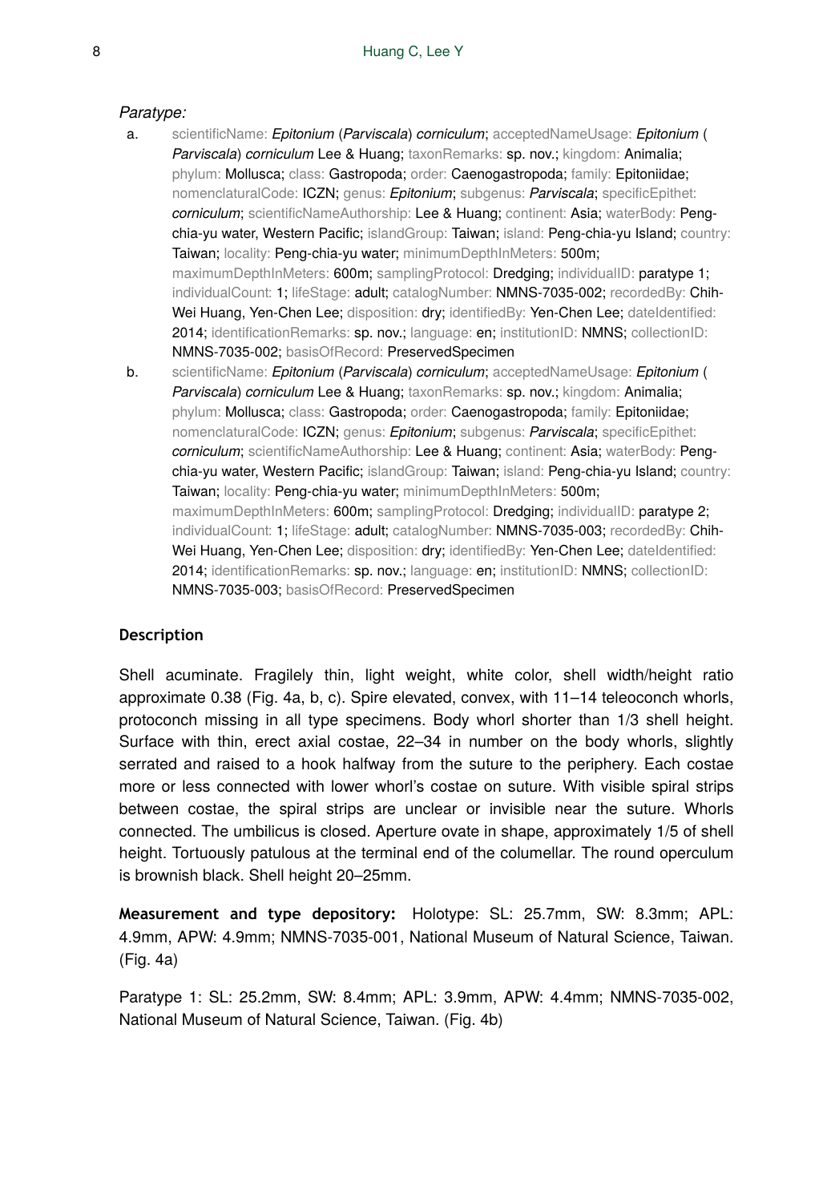*Paratype:*

a. scientificName: ***Epitonium*** **(*Parviscala*) *corniculum***; acceptedNameUsage: ***Epitonium*** **(*Parviscala*) *corniculum* Lee & Huang**; taxonRemarks: **sp. nov.**; kingdom: **Animalia**; phylum: **Mollusca**; class: **Gastropoda**; order: **Caenogastropoda**; family: **Epitoniidae**; nomenclaturalCode: **ICZN**; genus: ***Epitonium***; subgenus: ***Parviscala***; specificEpithet: ***corniculum***; scientificNameAuthorship: **Lee & Huang**; continent: **Asia**; waterBody: **Peng-chia-yu water, Western Pacific**; islandGroup: **Taiwan**; island: **Peng-chia-yu Island**; country: **Taiwan**; locality: **Peng-chia-yu water**; minimumDepthInMeters: **500m**; maximumDepthInMeters: **600m**; samplingProtocol: **Dredging**; individualID: **paratype 1**; individualCount: **1**; lifeStage: **adult**; catalogNumber: **NMNS-7035-002**; recordedBy: **Chih-Wei Huang, Yen-Chen Lee**; disposition: **dry**; identifiedBy: **Yen-Chen Lee**; dateIdentified: **2014**; identificationRemarks: **sp. nov.**; language: **en**; institutionID: **NMNS**; collectionID: **NMNS-7035-002**; basisOfRecord: **PreservedSpecimen**

b. scientificName: ***Epitonium*** **(*Parviscala*) *corniculum***; acceptedNameUsage: ***Epitonium*** **(*Parviscala*) *corniculum* Lee & Huang**; taxonRemarks: **sp. nov.**; kingdom: **Animalia**; phylum: **Mollusca**; class: **Gastropoda**; order: **Caenogastropoda**; family: **Epitoniidae**; nomenclaturalCode: **ICZN**; genus: ***Epitonium***; subgenus: ***Parviscala***; specificEpithet: ***corniculum***; scientificNameAuthorship: **Lee & Huang**; continent: **Asia**; waterBody: **Peng-chia-yu water, Western Pacific**; islandGroup: **Taiwan**; island: **Peng-chia-yu Island**; country: **Taiwan**; locality: **Peng-chia-yu water**; minimumDepthInMeters: **500m**; maximumDepthInMeters: **600m**; samplingProtocol: **Dredging**; individualID: **paratype 2**; individualCount: **1**; lifeStage: **adult**; catalogNumber: **NMNS-7035-003**; recordedBy: **Chih-Wei Huang, Yen-Chen Lee**; disposition: **dry**; identifiedBy: **Yen-Chen Lee**; dateIdentified: **2014**; identificationRemarks: **sp. nov.**; language: **en**; institutionID: **NMNS**; collectionID: **NMNS-7035-003**; basisOfRecord: **PreservedSpecimen**

## Description

Shell acuminate. Fragilely thin, light weight, white color, shell width/height ratio approximate 0.38 (Fig. 4a, b, c). Spire elevated, convex, with 11–14 teleoconch whorls, protoconch missing in all type specimens. Body whorl shorter than 1/3 shell height. Surface with thin, erect axial costae, 22–34 in number on the body whorls, slightly serrated and raised to a hook halfway from the suture to the periphery. Each costae more or less connected with lower whorl's costae on suture. With visible spiral strips between costae, the spiral strips are unclear or invisible near the suture. Whorls connected. The umbilicus is closed. Aperture ovate in shape, approximately 1/5 of shell height. Tortuously patulous at the terminal end of the columellar. The round operculum is brownish black. Shell height 20–25mm.

**Measurement and type depository:** Holotype: SL: 25.7mm, SW: 8.3mm; APL: 4.9mm, APW: 4.9mm; NMNS-7035-001, National Museum of Natural Science, Taiwan. (Fig. 4a)

Paratype 1: SL: 25.2mm, SW: 8.4mm; APL: 3.9mm, APW: 4.4mm; NMNS-7035-002, National Museum of Natural Science, Taiwan. (Fig. 4b)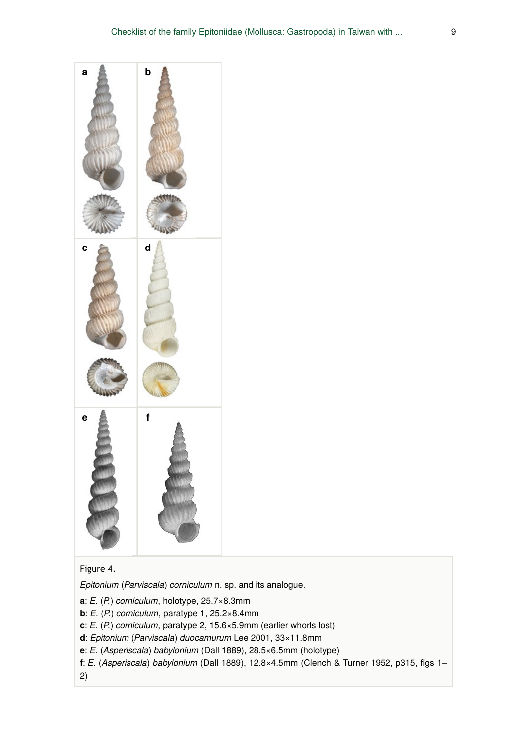Figure 4.

*Epitonium* (*Parviscala*) *corniculum* n. sp. and its analogue.

**a**: *E.* (*P.*) *corniculum*, holotype, 25.7×8.3mm

**b**: *E.* (*P.*) *corniculum*, paratype 1, 25.2×8.4mm

**c**: *E.* (*P.*) *corniculum*, paratype 2, 15.6×5.9mm (earlier whorls lost)

**d**: *Epitonium* (*Parviscala*) *duocamurum* Lee 2001, 33×11.8mm

**e**: *E.* (*Asperiscala*) *babylonium* (Dall 1889), 28.5×6.5mm (holotype)

**f**: *E.* (*Asperiscala*) *babylonium* (Dall 1889), 12.8×4.5mm (Clench & Turner 1952, p315, figs 1–2)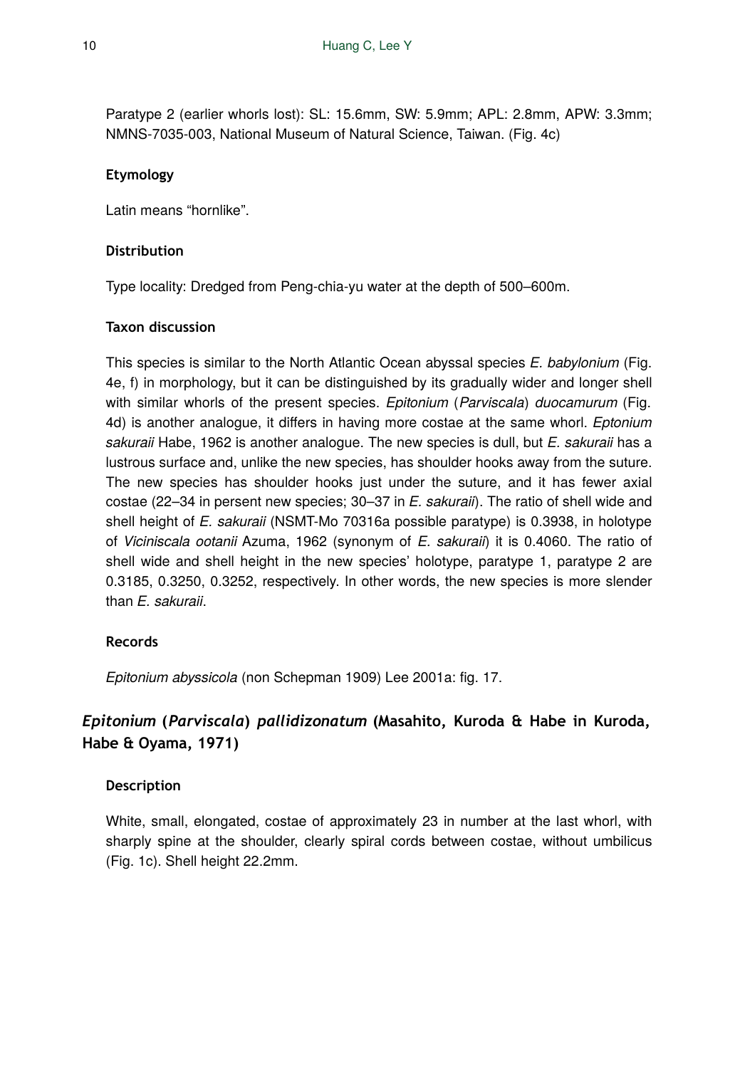Paratype 2 (earlier whorls lost): SL: 15.6mm, SW: 5.9mm; APL: 2.8mm, APW: 3.3mm; NMNS-7035-003, National Museum of Natural Science, Taiwan. (Fig. 4c)

#### Etymology

Latin means “hornlike”.

#### Distribution

Type locality: Dredged from Peng-chia-yu water at the depth of 500–600m.

#### Taxon discussion

This species is similar to the North Atlantic Ocean abyssal species *E. babylonium* (Fig. 4e, f) in morphology, but it can be distinguished by its gradually wider and longer shell with similar whorls of the present species. *Epitonium* (*Parviscala*) *duocamurum* (Fig. 4d) is another analogue, it differs in having more costae at the same whorl. *Eptonium sakuraii* Habe, 1962 is another analogue. The new species is dull, but *E. sakuraii* has a lustrous surface and, unlike the new species, has shoulder hooks away from the suture. The new species has shoulder hooks just under the suture, and it has fewer axial costae (22–34 in persent new species; 30–37 in *E. sakuraii*). The ratio of shell wide and shell height of *E. sakuraii* (NSMT-Mo 70316a possible paratype) is 0.3938, in holotype of *Viciniscala ootanii* Azuma, 1962 (synonym of *E. sakuraii*) it is 0.4060. The ratio of shell wide and shell height in the new species' holotype, paratype 1, paratype 2 are 0.3185, 0.3250, 0.3252, respectively. In other words, the new species is more slender than *E. sakuraii*.

#### Records

*Epitonium abyssicola* (non Schepman 1909) Lee 2001a: fig. 17.

### *Epitonium* (*Parviscala*) *pallidizonatum* (Masahito, Kuroda & Habe in Kuroda, Habe & Oyama, 1971)

#### Description

White, small, elongated, costae of approximately 23 in number at the last whorl, with sharply spine at the shoulder, clearly spiral cords between costae, without umbilicus (Fig. 1c). Shell height 22.2mm.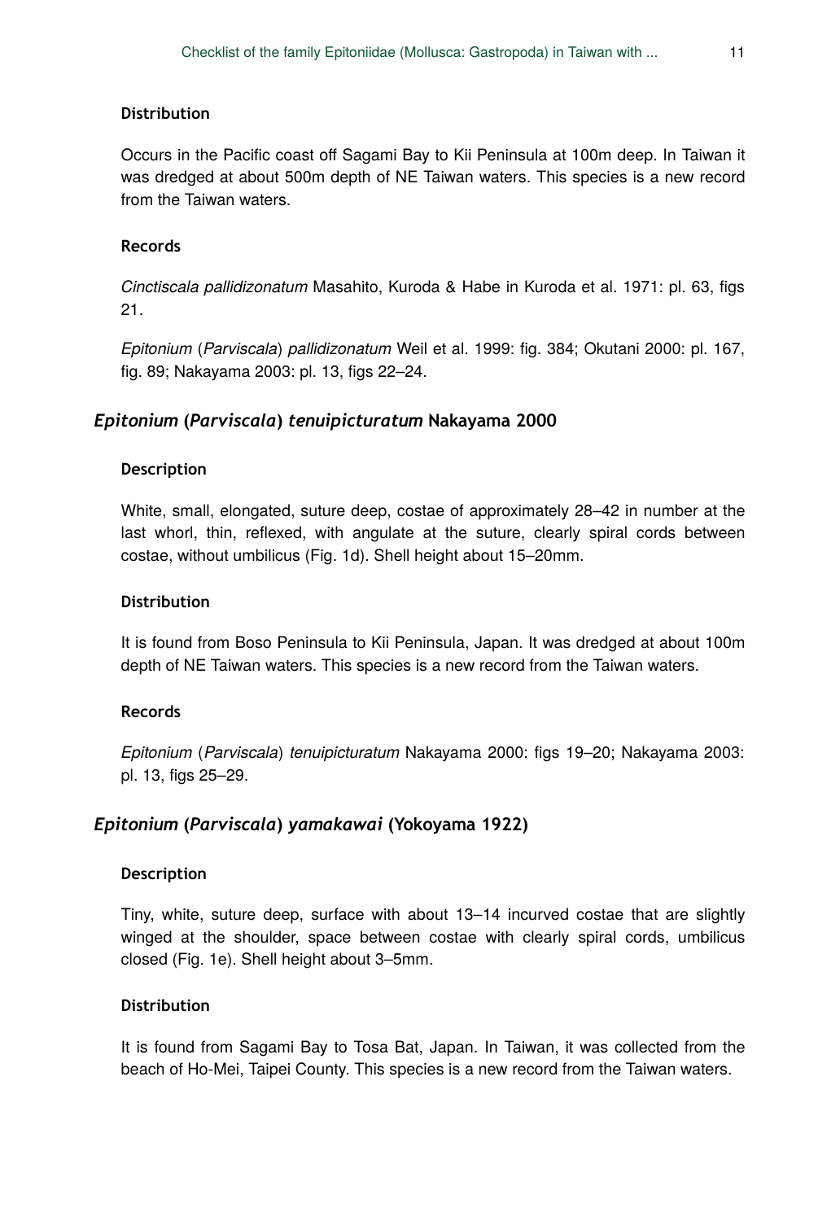#### Distribution

Occurs in the Pacific coast off Sagami Bay to Kii Peninsula at 100m deep. In Taiwan it was dredged at about 500m depth of NE Taiwan waters. This species is a new record from the Taiwan waters.

#### Records

*Cinctiscala pallidizonatum* Masahito, Kuroda & Habe in Kuroda et al. 1971: pl. 63, figs 21.

*Epitonium* (*Parviscala*) *pallidizonatum* Weil et al. 1999: fig. 384; Okutani 2000: pl. 167, fig. 89; Nakayama 2003: pl. 13, figs 22–24.

### *Epitonium* (*Parviscala*) *tenuipicturatum* Nakayama 2000

#### Description

White, small, elongated, suture deep, costae of approximately 28–42 in number at the last whorl, thin, reflexed, with angulate at the suture, clearly spiral cords between costae, without umbilicus (Fig. 1d). Shell height about 15–20mm.

#### Distribution

It is found from Boso Peninsula to Kii Peninsula, Japan. It was dredged at about 100m depth of NE Taiwan waters. This species is a new record from the Taiwan waters.

#### Records

*Epitonium* (*Parviscala*) *tenuipicturatum* Nakayama 2000: figs 19–20; Nakayama 2003: pl. 13, figs 25–29.

### *Epitonium* (*Parviscala*) *yamakawai* (Yokoyama 1922)

#### Description

Tiny, white, suture deep, surface with about 13–14 incurved costae that are slightly winged at the shoulder, space between costae with clearly spiral cords, umbilicus closed (Fig. 1e). Shell height about 3–5mm.

#### Distribution

It is found from Sagami Bay to Tosa Bat, Japan. In Taiwan, it was collected from the beach of Ho-Mei, Taipei County. This species is a new record from the Taiwan waters.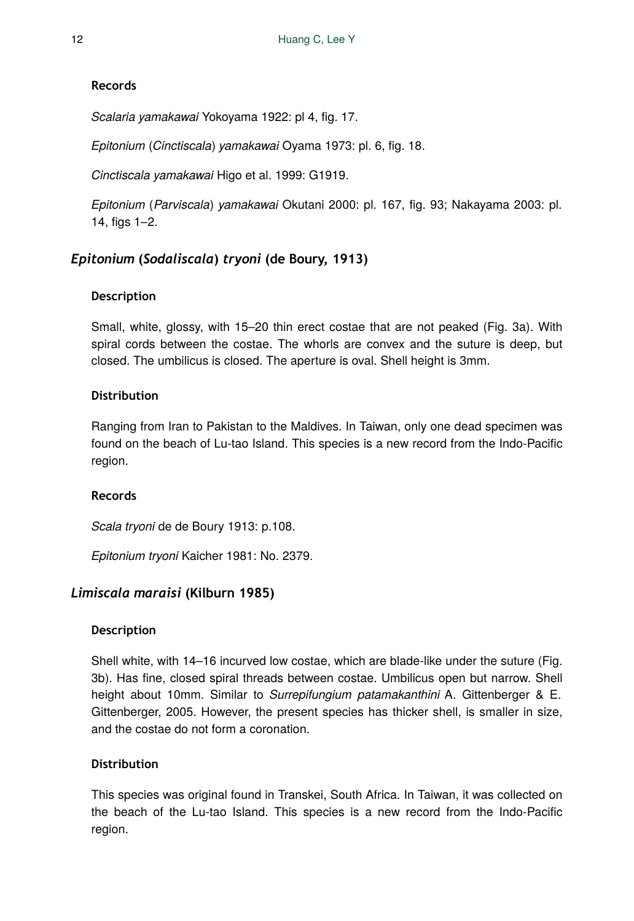#### Records

*Scalaria yamakawai* Yokoyama 1922: pl 4, fig. 17.

*Epitonium* (*Cinctiscala*) *yamakawai* Oyama 1973: pl. 6, fig. 18.

*Cinctiscala yamakawai* Higo et al. 1999: G1919.

*Epitonium* (*Parviscala*) *yamakawai* Okutani 2000: pl. 167, fig. 93; Nakayama 2003: pl. 14, figs 1–2.

### *Epitonium* (*Sodaliscala*) *tryoni* (de Boury, 1913)

#### Description

Small, white, glossy, with 15–20 thin erect costae that are not peaked (Fig. 3a). With spiral cords between the costae. The whorls are convex and the suture is deep, but closed. The umbilicus is closed. The aperture is oval. Shell height is 3mm.

#### Distribution

Ranging from Iran to Pakistan to the Maldives. In Taiwan, only one dead specimen was found on the beach of Lu-tao Island. This species is a new record from the Indo-Pacific region.

#### Records

*Scala tryoni* de de Boury 1913: p.108.

*Epitonium tryoni* Kaicher 1981: No. 2379.

### *Limiscala maraisi* (Kilburn 1985)

#### Description

Shell white, with 14–16 incurved low costae, which are blade-like under the suture (Fig. 3b). Has fine, closed spiral threads between costae. Umbilicus open but narrow. Shell height about 10mm. Similar to *Surrepifungium patamakanthini* A. Gittenberger & E. Gittenberger, 2005. However, the present species has thicker shell, is smaller in size, and the costae do not form a coronation.

#### Distribution

This species was original found in Transkei, South Africa. In Taiwan, it was collected on the beach of the Lu-tao Island. This species is a new record from the Indo-Pacific region.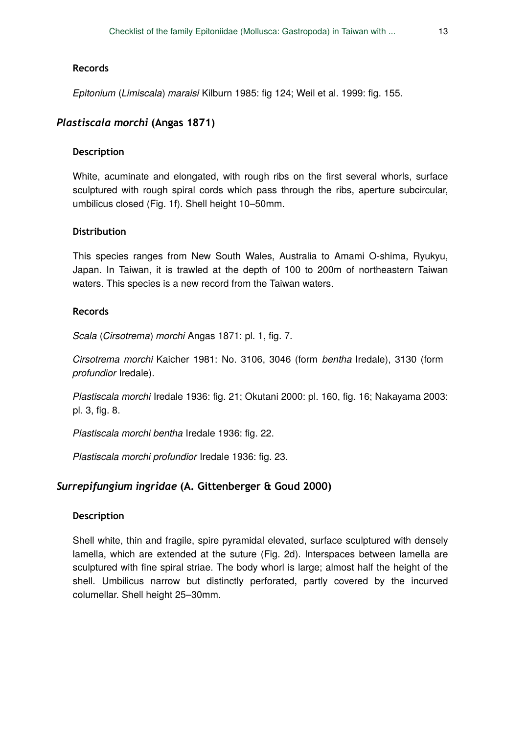#### Records

*Epitonium* (*Limiscala*) *maraisi* Kilburn 1985: fig 124; Weil et al. 1999: fig. 155.

### *Plastiscala morchi* (Angas 1871)

#### Description

White, acuminate and elongated, with rough ribs on the first several whorls, surface sculptured with rough spiral cords which pass through the ribs, aperture subcircular, umbilicus closed (Fig. 1f). Shell height 10–50mm.

#### Distribution

This species ranges from New South Wales, Australia to Amami O-shima, Ryukyu, Japan. In Taiwan, it is trawled at the depth of 100 to 200m of northeastern Taiwan waters. This species is a new record from the Taiwan waters.

#### Records

*Scala* (*Cirsotrema*) *morchi* Angas 1871: pl. 1, fig. 7.

*Cirsotrema morchi* Kaicher 1981: No. 3106, 3046 (form *bentha* Iredale), 3130 (form *profundior* Iredale).

*Plastiscala morchi* Iredale 1936: fig. 21; Okutani 2000: pl. 160, fig. 16; Nakayama 2003: pl. 3, fig. 8.

*Plastiscala morchi bentha* Iredale 1936: fig. 22.

*Plastiscala morchi profundior* Iredale 1936: fig. 23.

### *Surrepifungium ingridae* (A. Gittenberger & Goud 2000)

#### Description

Shell white, thin and fragile, spire pyramidal elevated, surface sculptured with densely lamella, which are extended at the suture (Fig. 2d). Interspaces between lamella are sculptured with fine spiral striae. The body whorl is large; almost half the height of the shell. Umbilicus narrow but distinctly perforated, partly covered by the incurved columellar. Shell height 25–30mm.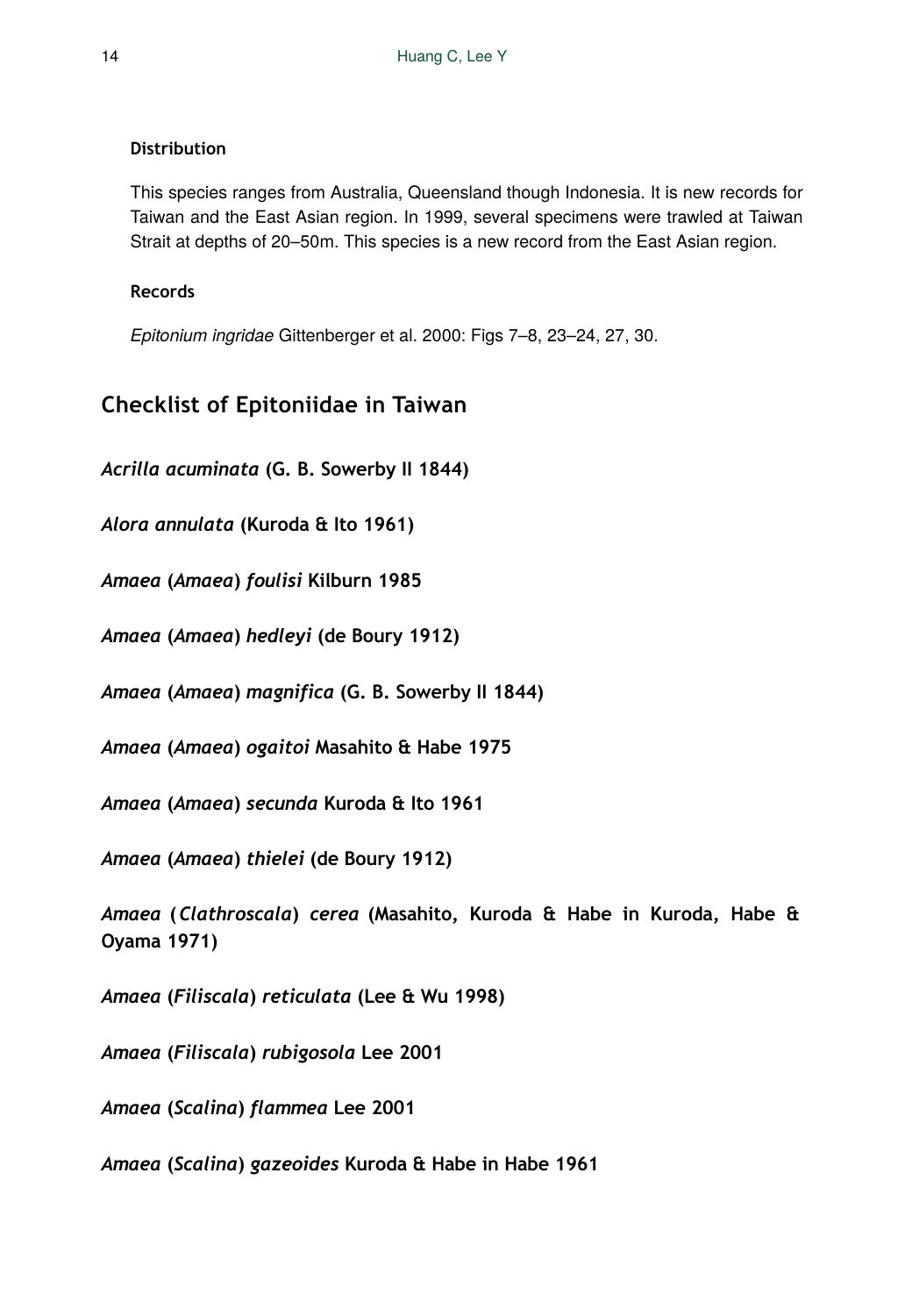### Distribution

This species ranges from Australia, Queensland though Indonesia. It is new records for Taiwan and the East Asian region. In 1999, several specimens were trawled at Taiwan Strait at depths of 20–50m. This species is a new record from the East Asian region.

### Records

*Epitonium ingridae* Gittenberger et al. 2000: Figs 7–8, 23–24, 27, 30.

## Checklist of Epitoniidae in Taiwan

***Acrilla acuminata* (G. B. Sowerby II 1844)**

***Alora annulata* (Kuroda & Ito 1961)**

***Amaea* (*Amaea*) *foulisi* Kilburn 1985**

***Amaea* (*Amaea*) *hedleyi* (de Boury 1912)**

***Amaea* (*Amaea*) *magnifica* (G. B. Sowerby II 1844)**

***Amaea* (*Amaea*) *ogaitoi* Masahito & Habe 1975**

***Amaea* (*Amaea*) *secunda* Kuroda & Ito 1961**

***Amaea* (*Amaea*) *thielei* (de Boury 1912)**

***Amaea* (*Clathroscala*) *cerea* (Masahito, Kuroda & Habe in Kuroda, Habe & Oyama 1971)**

***Amaea* (*Filiscala*) *reticulata* (Lee & Wu 1998)**

***Amaea* (*Filiscala*) *rubigosola* Lee 2001**

***Amaea* (*Scalina*) *flammea* Lee 2001**

***Amaea* (*Scalina*) *gazeoides* Kuroda & Habe in Habe 1961**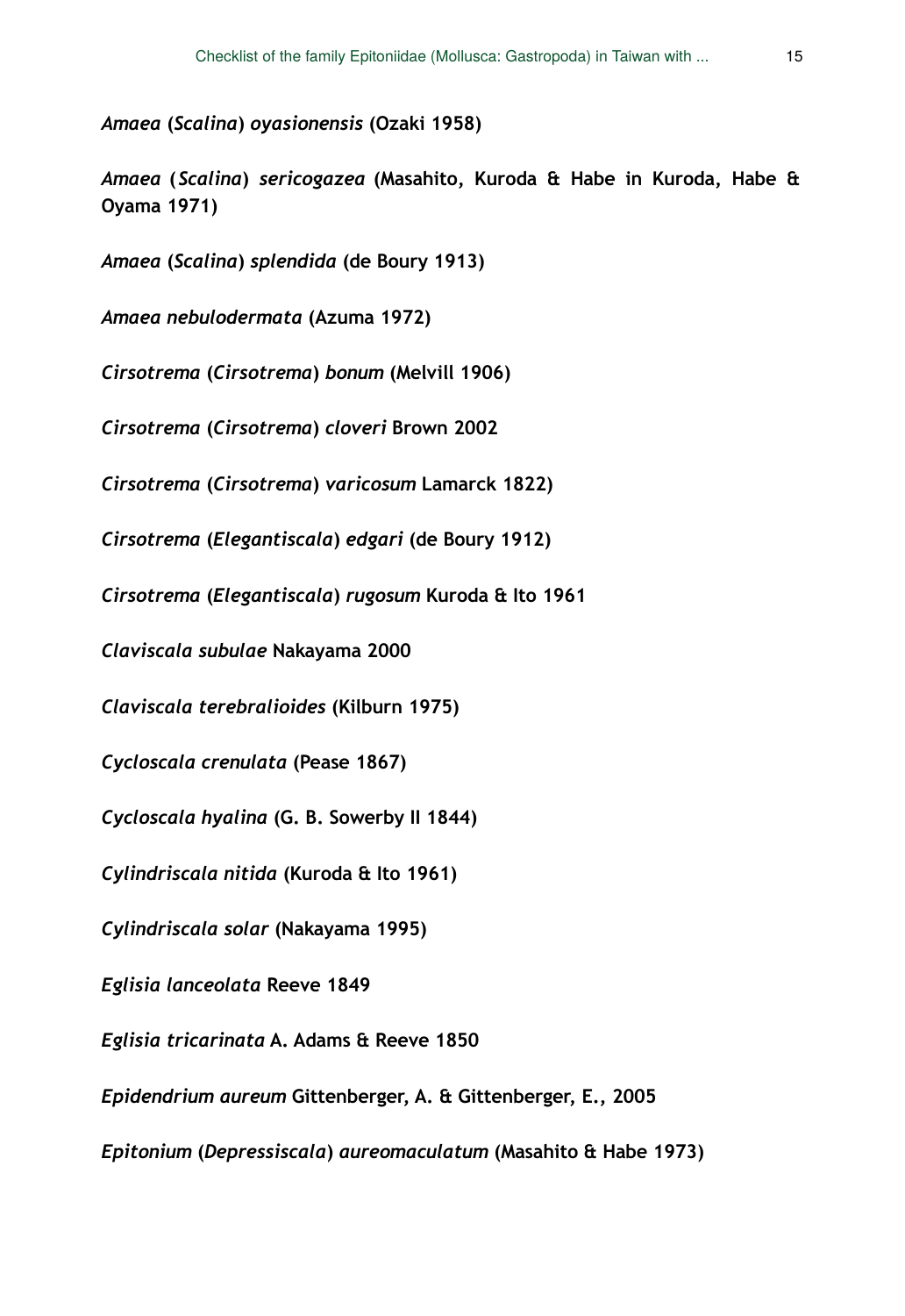*Amaea* (*Scalina*) *oyasionensis* (Ozaki 1958)

*Amaea* (*Scalina*) *sericogazea* (Masahito, Kuroda & Habe in Kuroda, Habe & Oyama 1971)

*Amaea* (*Scalina*) *splendida* (de Boury 1913)

*Amaea nebulodermata* (Azuma 1972)

*Cirsotrema* (*Cirsotrema*) *bonum* (Melvill 1906)

*Cirsotrema* (*Cirsotrema*) *cloveri* Brown 2002

*Cirsotrema* (*Cirsotrema*) *varicosum* Lamarck 1822)

*Cirsotrema* (*Elegantiscala*) *edgari* (de Boury 1912)

*Cirsotrema* (*Elegantiscala*) *rugosum* Kuroda & Ito 1961

*Claviscala subulae* Nakayama 2000

*Claviscala terebralioides* (Kilburn 1975)

*Cycloscala crenulata* (Pease 1867)

*Cycloscala hyalina* (G. B. Sowerby II 1844)

*Cylindriscala nitida* (Kuroda & Ito 1961)

*Cylindriscala solar* (Nakayama 1995)

*Eglisia lanceolata* Reeve 1849

*Eglisia tricarinata* A. Adams & Reeve 1850

*Epidendrium aureum* Gittenberger, A. & Gittenberger, E., 2005

*Epitonium* (*Depressiscala*) *aureomaculatum* (Masahito & Habe 1973)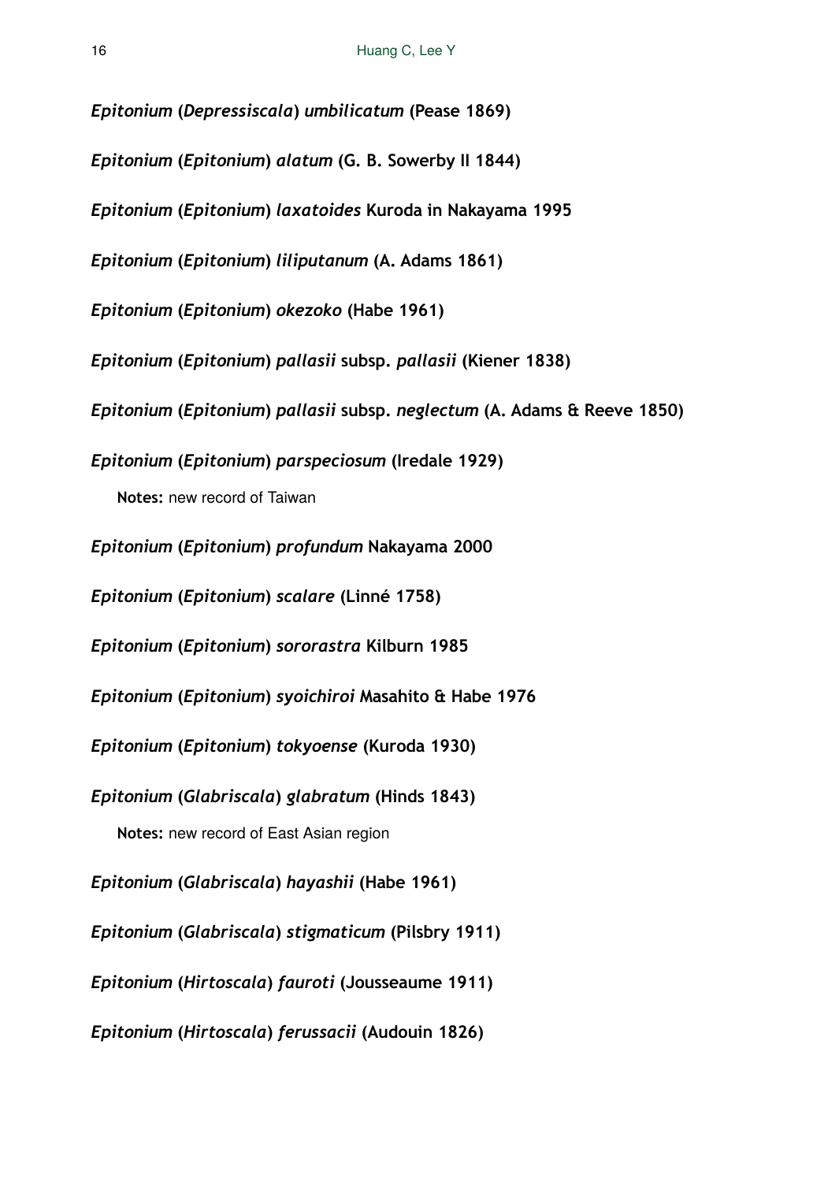***Epitonium* (*Depressiscala*) *umbilicatum* (Pease 1869)**

***Epitonium* (*Epitonium*) *alatum* (G. B. Sowerby II 1844)**

***Epitonium* (*Epitonium*) *laxatoides* Kuroda in Nakayama 1995**

***Epitonium* (*Epitonium*) *liliputanum* (A. Adams 1861)**

***Epitonium* (*Epitonium*) *okezoko* (Habe 1961)**

***Epitonium* (*Epitonium*) *pallasii* subsp. *pallasii* (Kiener 1838)**

***Epitonium* (*Epitonium*) *pallasii* subsp. *neglectum* (A. Adams & Reeve 1850)**

***Epitonium* (*Epitonium*) *parspeciosum* (Iredale 1929)**

**Notes:** new record of Taiwan

***Epitonium* (*Epitonium*) *profundum* Nakayama 2000**

***Epitonium* (*Epitonium*) *scalare* (Linné 1758)**

***Epitonium* (*Epitonium*) *sororastra* Kilburn 1985**

***Epitonium* (*Epitonium*) *syoichiroi* Masahito & Habe 1976**

***Epitonium* (*Epitonium*) *tokyoense* (Kuroda 1930)**

***Epitonium* (*Glabriscala*) *glabratum* (Hinds 1843)**

**Notes:** new record of East Asian region

***Epitonium* (*Glabriscala*) *hayashii* (Habe 1961)**

***Epitonium* (*Glabriscala*) *stigmaticum* (Pilsbry 1911)**

***Epitonium* (*Hirtoscala*) *fauroti* (Jousseaume 1911)**

***Epitonium* (*Hirtoscala*) *ferussacii* (Audouin 1826)**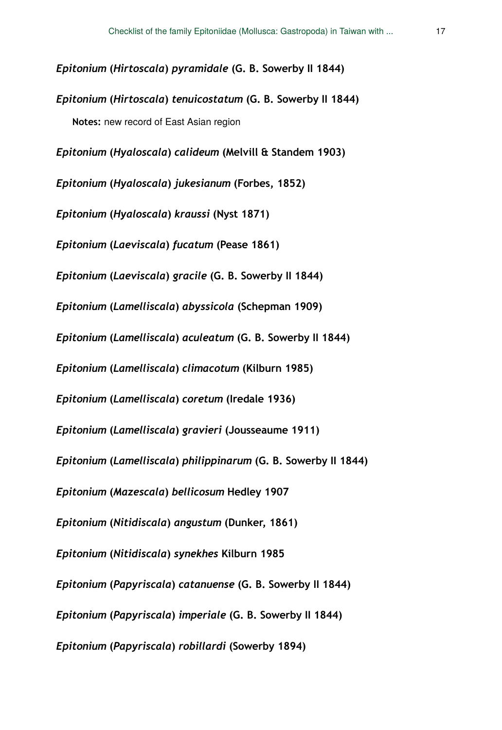***Epitonium* (*Hirtoscala*) *pyramidale* (G. B. Sowerby II 1844)**

***Epitonium* (*Hirtoscala*) *tenuicostatum* (G. B. Sowerby II 1844)**

**Notes:** new record of East Asian region

***Epitonium* (*Hyaloscala*) *calideum* (Melvill & Standem 1903)**

***Epitonium* (*Hyaloscala*) *jukesianum* (Forbes, 1852)**

***Epitonium* (*Hyaloscala*) *kraussi* (Nyst 1871)**

***Epitonium* (*Laeviscala*) *fucatum* (Pease 1861)**

***Epitonium* (*Laeviscala*) *gracile* (G. B. Sowerby II 1844)**

***Epitonium* (*Lamelliscala*) *abyssicola* (Schepman 1909)**

***Epitonium* (*Lamelliscala*) *aculeatum* (G. B. Sowerby II 1844)**

***Epitonium* (*Lamelliscala*) *climacotum* (Kilburn 1985)**

***Epitonium* (*Lamelliscala*) *coretum* (Iredale 1936)**

***Epitonium* (*Lamelliscala*) *gravieri* (Jousseaume 1911)**

***Epitonium* (*Lamelliscala*) *philippinarum* (G. B. Sowerby II 1844)**

***Epitonium* (*Mazescala*) *bellicosum* Hedley 1907**

***Epitonium* (*Nitidiscala*) *angustum* (Dunker, 1861)**

***Epitonium* (*Nitidiscala*) *synekhes* Kilburn 1985**

***Epitonium* (*Papyriscala*) *catanuense* (G. B. Sowerby II 1844)**

***Epitonium* (*Papyriscala*) *imperiale* (G. B. Sowerby II 1844)**

***Epitonium* (*Papyriscala*) *robillardi* (Sowerby 1894)**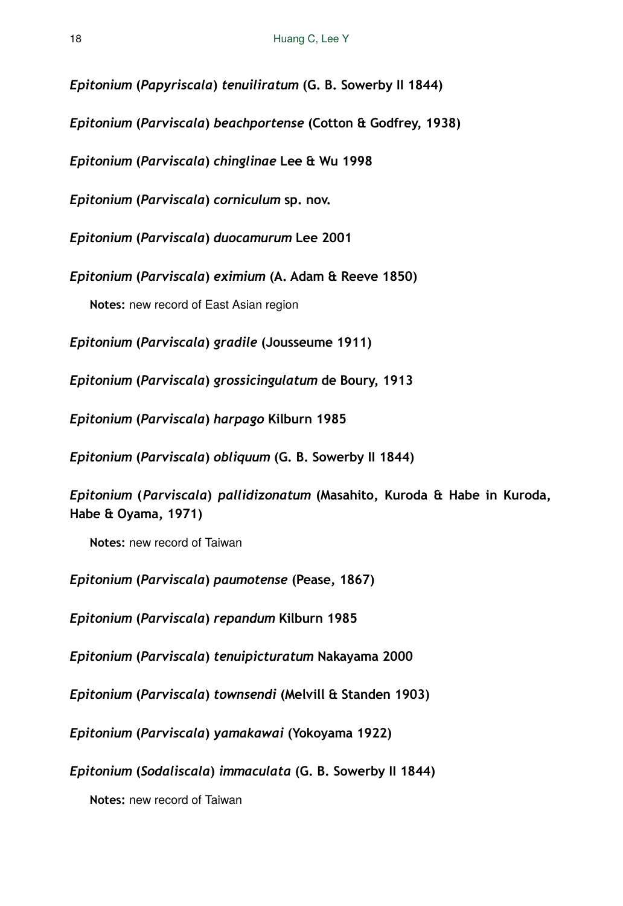***Epitonium* (*Papyriscala*) *tenuiliratum* (G. B. Sowerby II 1844)**

***Epitonium* (*Parviscala*) *beachportense* (Cotton & Godfrey, 1938)**

***Epitonium* (*Parviscala*) *chinglinae* Lee & Wu 1998**

***Epitonium* (*Parviscala*) *corniculum* sp. nov.**

***Epitonium* (*Parviscala*) *duocamurum* Lee 2001**

***Epitonium* (*Parviscala*) *eximium* (A. Adam & Reeve 1850)**

**Notes:** new record of East Asian region

***Epitonium* (*Parviscala*) *gradile* (Jousseume 1911)**

***Epitonium* (*Parviscala*) *grossicingulatum* de Boury, 1913**

***Epitonium* (*Parviscala*) *harpago* Kilburn 1985**

***Epitonium* (*Parviscala*) *obliquum* (G. B. Sowerby II 1844)**

***Epitonium* (*Parviscala*) *pallidizonatum* (Masahito, Kuroda & Habe in Kuroda, Habe & Oyama, 1971)**

**Notes:** new record of Taiwan

***Epitonium* (*Parviscala*) *paumotense* (Pease, 1867)**

***Epitonium* (*Parviscala*) *repandum* Kilburn 1985**

***Epitonium* (*Parviscala*) *tenuipicturatum* Nakayama 2000**

***Epitonium* (*Parviscala*) *townsendi* (Melvill & Standen 1903)**

***Epitonium* (*Parviscala*) *yamakawai* (Yokoyama 1922)**

***Epitonium* (*Sodaliscala*) *immaculata* (G. B. Sowerby II 1844)**

**Notes:** new record of Taiwan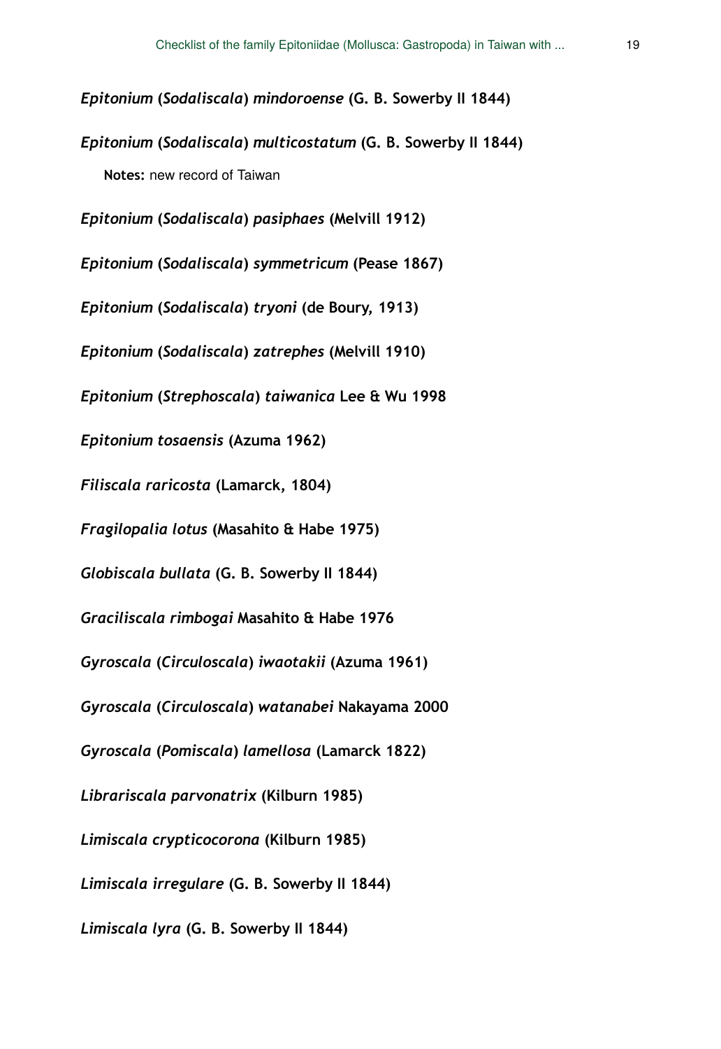***Epitonium* (*Sodaliscala*) *mindoroense* (G. B. Sowerby II 1844)**

***Epitonium* (*Sodaliscala*) *multicostatum* (G. B. Sowerby II 1844)**

**Notes:** new record of Taiwan

***Epitonium* (*Sodaliscala*) *pasiphaes* (Melvill 1912)**

***Epitonium* (*Sodaliscala*) *symmetricum* (Pease 1867)**

***Epitonium* (*Sodaliscala*) *tryoni* (de Boury, 1913)**

***Epitonium* (*Sodaliscala*) *zatrephes* (Melvill 1910)**

***Epitonium* (*Strephoscala*) *taiwanica* Lee & Wu 1998**

***Epitonium tosaensis* (Azuma 1962)**

***Filiscala raricosta* (Lamarck, 1804)**

***Fragilopalia lotus* (Masahito & Habe 1975)**

***Globiscala bullata* (G. B. Sowerby II 1844)**

***Graciliscala rimbogai* Masahito & Habe 1976**

***Gyroscala* (*Circuloscala*) *iwaotakii* (Azuma 1961)**

***Gyroscala* (*Circuloscala*) *watanabei* Nakayama 2000**

***Gyroscala* (*Pomiscala*) *lamellosa* (Lamarck 1822)**

***Librariscala parvonatrix* (Kilburn 1985)**

***Limiscala crypticocorona* (Kilburn 1985)**

***Limiscala irregulare* (G. B. Sowerby II 1844)**

***Limiscala lyra* (G. B. Sowerby II 1844)**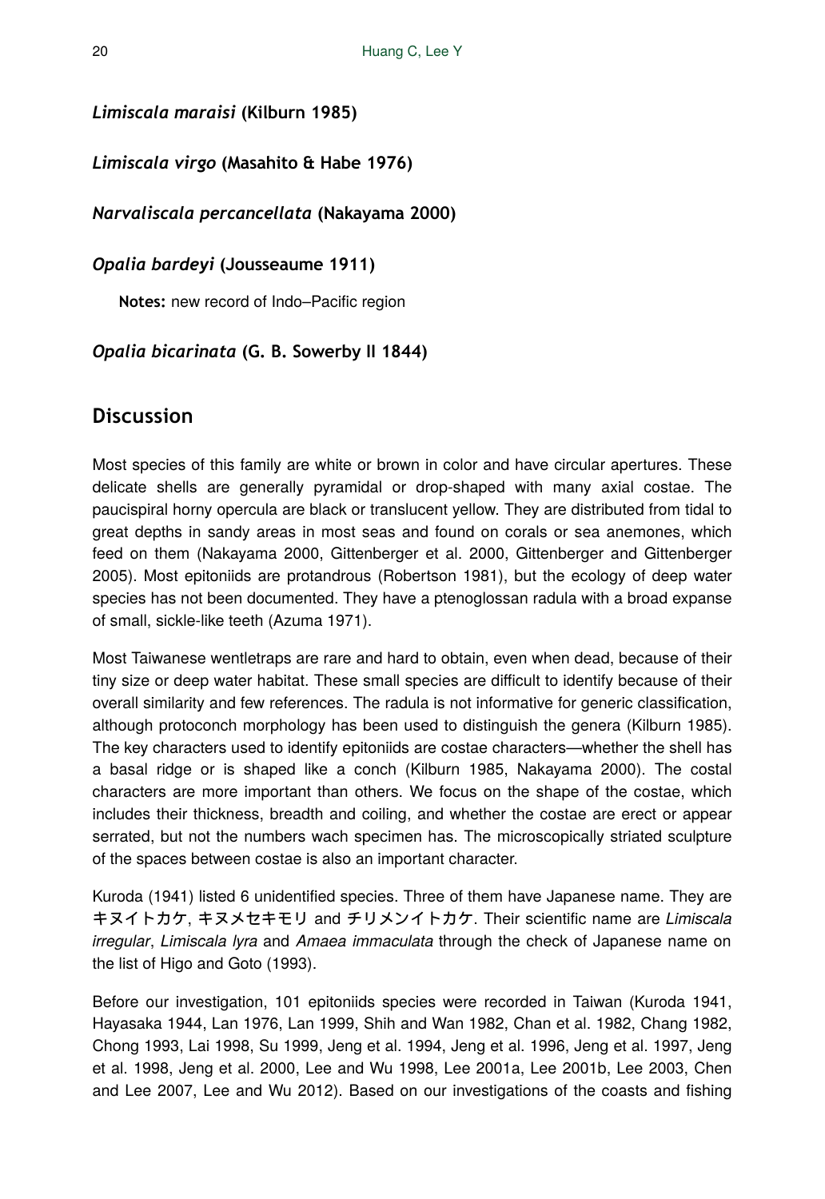***Limiscala maraisi* (Kilburn 1985)**

***Limiscala virgo* (Masahito & Habe 1976)**

***Narvaliscala percancellata* (Nakayama 2000)**

***Opalia bardeyi* (Jousseaume 1911)**

**Notes:** new record of Indo–Pacific region

***Opalia bicarinata* (G. B. Sowerby II 1844)**

## Discussion

Most species of this family are white or brown in color and have circular apertures. These delicate shells are generally pyramidal or drop-shaped with many axial costae. The paucispiral horny opercula are black or translucent yellow. They are distributed from tidal to great depths in sandy areas in most seas and found on corals or sea anemones, which feed on them (Nakayama 2000, Gittenberger et al. 2000, Gittenberger and Gittenberger 2005). Most epitoniids are protandrous (Robertson 1981), but the ecology of deep water species has not been documented. They have a ptenoglossan radula with a broad expanse of small, sickle-like teeth (Azuma 1971).

Most Taiwanese wentletraps are rare and hard to obtain, even when dead, because of their tiny size or deep water habitat. These small species are difficult to identify because of their overall similarity and few references. The radula is not informative for generic classification, although protoconch morphology has been used to distinguish the genera (Kilburn 1985). The key characters used to identify epitoniids are costae characters—whether the shell has a basal ridge or is shaped like a conch (Kilburn 1985, Nakayama 2000). The costal characters are more important than others. We focus on the shape of the costae, which includes their thickness, breadth and coiling, and whether the costae are erect or appear serrated, but not the numbers wach specimen has. The microscopically striated sculpture of the spaces between costae is also an important character.

Kuroda (1941) listed 6 unidentified species. Three of them have Japanese name. They are キヌイトカケ, キヌメセキモリ and チリメンイトカケ. Their scientific name are *Limiscala irregular*, *Limiscala lyra* and *Amaea immaculata* through the check of Japanese name on the list of Higo and Goto (1993).

Before our investigation, 101 epitoniids species were recorded in Taiwan (Kuroda 1941, Hayasaka 1944, Lan 1976, Lan 1999, Shih and Wan 1982, Chan et al. 1982, Chang 1982, Chong 1993, Lai 1998, Su 1999, Jeng et al. 1994, Jeng et al. 1996, Jeng et al. 1997, Jeng et al. 1998, Jeng et al. 2000, Lee and Wu 1998, Lee 2001a, Lee 2001b, Lee 2003, Chen and Lee 2007, Lee and Wu 2012). Based on our investigations of the coasts and fishing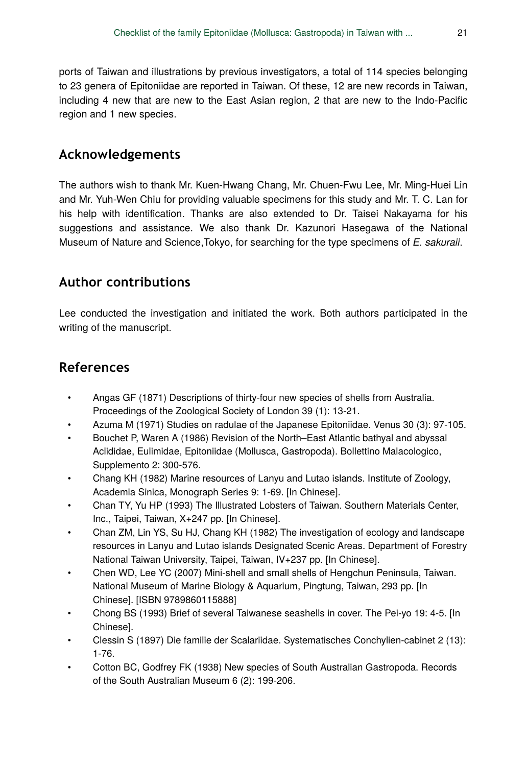ports of Taiwan and illustrations by previous investigators, a total of 114 species belonging to 23 genera of Epitoniidae are reported in Taiwan. Of these, 12 are new records in Taiwan, including 4 new that are new to the East Asian region, 2 that are new to the Indo-Pacific region and 1 new species.

## Acknowledgements

The authors wish to thank Mr. Kuen-Hwang Chang, Mr. Chuen-Fwu Lee, Mr. Ming-Huei Lin and Mr. Yuh-Wen Chiu for providing valuable specimens for this study and Mr. T. C. Lan for his help with identification. Thanks are also extended to Dr. Taisei Nakayama for his suggestions and assistance. We also thank Dr. Kazunori Hasegawa of the National Museum of Nature and Science,Tokyo, for searching for the type specimens of *E. sakuraii*.

## Author contributions

Lee conducted the investigation and initiated the work. Both authors participated in the writing of the manuscript.

## References

- Angas GF (1871) Descriptions of thirty-four new species of shells from Australia. Proceedings of the Zoological Society of London 39 (1): 13-21.
- Azuma M (1971) Studies on radulae of the Japanese Epitoniidae. Venus 30 (3): 97-105.
- Bouchet P, Waren A (1986) Revision of the North–East Atlantic bathyal and abyssal Aclididae, Eulimidae, Epitoniidae (Mollusca, Gastropoda). Bollettino Malacologico, Supplemento 2: 300-576.
- Chang KH (1982) Marine resources of Lanyu and Lutao islands. Institute of Zoology, Academia Sinica, Monograph Series 9: 1-69. [In Chinese].
- Chan TY, Yu HP (1993) The Illustrated Lobsters of Taiwan. Southern Materials Center, Inc., Taipei, Taiwan, X+247 pp. [In Chinese].
- Chan ZM, Lin YS, Su HJ, Chang KH (1982) The investigation of ecology and landscape resources in Lanyu and Lutao islands Designated Scenic Areas. Department of Forestry National Taiwan University, Taipei, Taiwan, IV+237 pp. [In Chinese].
- Chen WD, Lee YC (2007) Mini-shell and small shells of Hengchun Peninsula, Taiwan. National Museum of Marine Biology & Aquarium, Pingtung, Taiwan, 293 pp. [In Chinese]. [ISBN 9789860115888]
- Chong BS (1993) Brief of several Taiwanese seashells in cover. The Pei-yo 19: 4-5. [In Chinese].
- Clessin S (1897) Die familie der Scalariidae. Systematisches Conchylien-cabinet 2 (13): 1-76.
- Cotton BC, Godfrey FK (1938) New species of South Australian Gastropoda. Records of the South Australian Museum 6 (2): 199-206.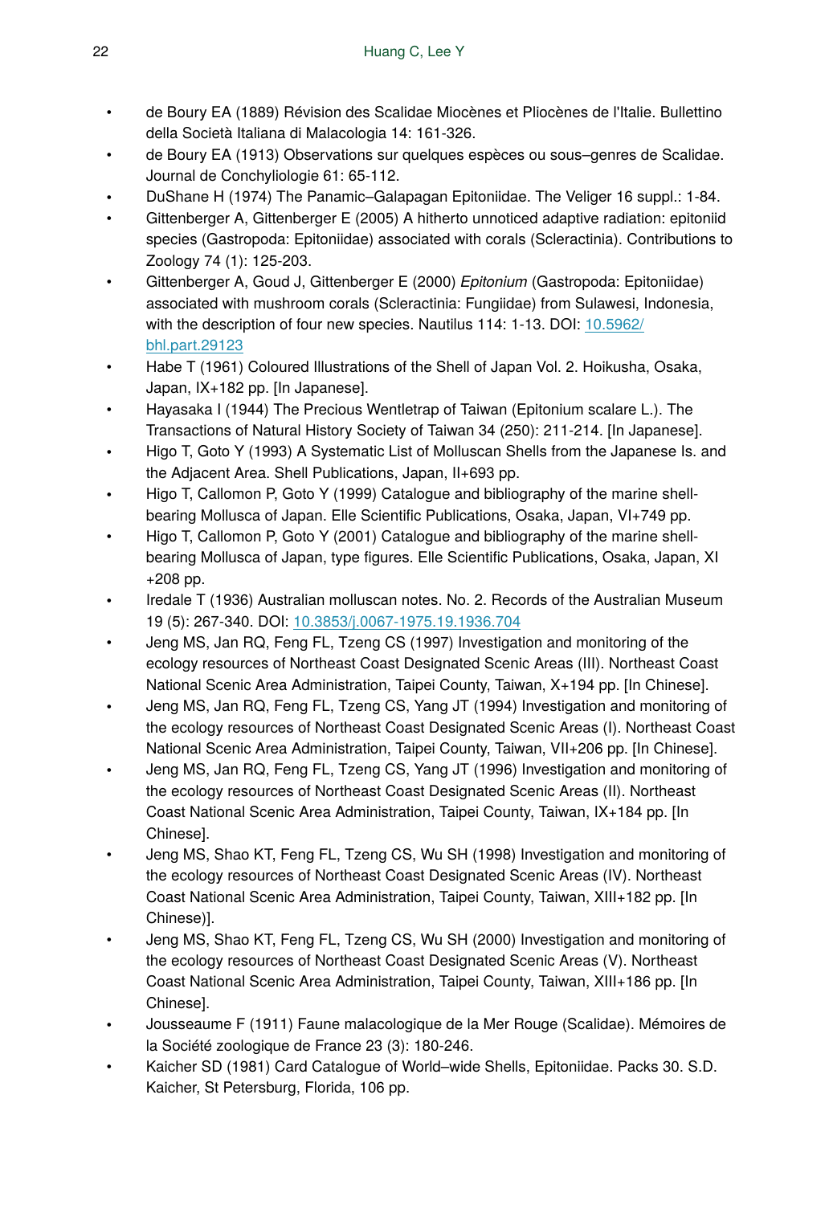- de Boury EA (1889) Révision des Scalidae Miocènes et Pliocènes de l'Italie. Bullettino della Società Italiana di Malacologia 14: 161-326.
- de Boury EA (1913) Observations sur quelques espèces ou sous–genres de Scalidae. Journal de Conchyliologie 61: 65-112.
- DuShane H (1974) The Panamic–Galapagan Epitoniidae. The Veliger 16 suppl.: 1-84.
- Gittenberger A, Gittenberger E (2005) A hitherto unnoticed adaptive radiation: epitoniid species (Gastropoda: Epitoniidae) associated with corals (Scleractinia). Contributions to Zoology 74 (1): 125-203.
- Gittenberger A, Goud J, Gittenberger E (2000) *Epitonium* (Gastropoda: Epitoniidae) associated with mushroom corals (Scleractinia: Fungiidae) from Sulawesi, Indonesia, with the description of four new species. Nautilus 114: 1-13. DOI: 10.5962/bhl.part.29123
- Habe T (1961) Coloured Illustrations of the Shell of Japan Vol. 2. Hoikusha, Osaka, Japan, IX+182 pp. [In Japanese].
- Hayasaka I (1944) The Precious Wentletrap of Taiwan (Epitonium scalare L.). The Transactions of Natural History Society of Taiwan 34 (250): 211-214. [In Japanese].
- Higo T, Goto Y (1993) A Systematic List of Molluscan Shells from the Japanese Is. and the Adjacent Area. Shell Publications, Japan, II+693 pp.
- Higo T, Callomon P, Goto Y (1999) Catalogue and bibliography of the marine shell-bearing Mollusca of Japan. Elle Scientific Publications, Osaka, Japan, VI+749 pp.
- Higo T, Callomon P, Goto Y (2001) Catalogue and bibliography of the marine shell-bearing Mollusca of Japan, type figures. Elle Scientific Publications, Osaka, Japan, XI +208 pp.
- Iredale T (1936) Australian molluscan notes. No. 2. Records of the Australian Museum 19 (5): 267-340. DOI: 10.3853/j.0067-1975.19.1936.704
- Jeng MS, Jan RQ, Feng FL, Tzeng CS (1997) Investigation and monitoring of the ecology resources of Northeast Coast Designated Scenic Areas (III). Northeast Coast National Scenic Area Administration, Taipei County, Taiwan, X+194 pp. [In Chinese].
- Jeng MS, Jan RQ, Feng FL, Tzeng CS, Yang JT (1994) Investigation and monitoring of the ecology resources of Northeast Coast Designated Scenic Areas (I). Northeast Coast National Scenic Area Administration, Taipei County, Taiwan, VII+206 pp. [In Chinese].
- Jeng MS, Jan RQ, Feng FL, Tzeng CS, Yang JT (1996) Investigation and monitoring of the ecology resources of Northeast Coast Designated Scenic Areas (II). Northeast Coast National Scenic Area Administration, Taipei County, Taiwan, IX+184 pp. [In Chinese].
- Jeng MS, Shao KT, Feng FL, Tzeng CS, Wu SH (1998) Investigation and monitoring of the ecology resources of Northeast Coast Designated Scenic Areas (IV). Northeast Coast National Scenic Area Administration, Taipei County, Taiwan, XIII+182 pp. [In Chinese)].
- Jeng MS, Shao KT, Feng FL, Tzeng CS, Wu SH (2000) Investigation and monitoring of the ecology resources of Northeast Coast Designated Scenic Areas (V). Northeast Coast National Scenic Area Administration, Taipei County, Taiwan, XIII+186 pp. [In Chinese].
- Jousseaume F (1911) Faune malacologique de la Mer Rouge (Scalidae). Mémoires de la Société zoologique de France 23 (3): 180-246.
- Kaicher SD (1981) Card Catalogue of World–wide Shells, Epitoniidae. Packs 30. S.D. Kaicher, St Petersburg, Florida, 106 pp.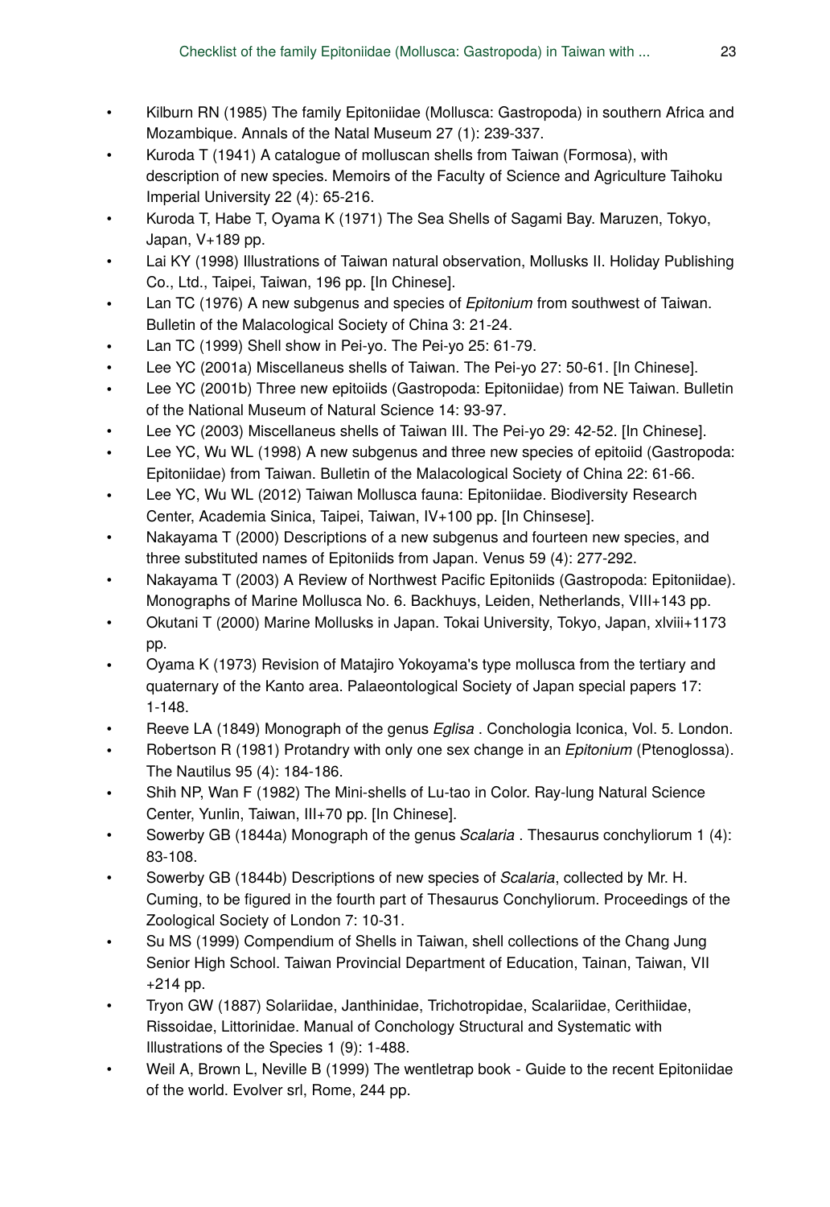- Kilburn RN (1985) The family Epitoniidae (Mollusca: Gastropoda) in southern Africa and Mozambique. Annals of the Natal Museum 27 (1): 239-337.
- Kuroda T (1941) A catalogue of molluscan shells from Taiwan (Formosa), with description of new species. Memoirs of the Faculty of Science and Agriculture Taihoku Imperial University 22 (4): 65-216.
- Kuroda T, Habe T, Oyama K (1971) The Sea Shells of Sagami Bay. Maruzen, Tokyo, Japan, V+189 pp.
- Lai KY (1998) Illustrations of Taiwan natural observation, Mollusks II. Holiday Publishing Co., Ltd., Taipei, Taiwan, 196 pp. [In Chinese].
- Lan TC (1976) A new subgenus and species of *Epitonium* from southwest of Taiwan. Bulletin of the Malacological Society of China 3: 21-24.
- Lan TC (1999) Shell show in Pei-yo. The Pei-yo 25: 61-79.
- Lee YC (2001a) Miscellaneus shells of Taiwan. The Pei-yo 27: 50-61. [In Chinese].
- Lee YC (2001b) Three new epitoiids (Gastropoda: Epitoniidae) from NE Taiwan. Bulletin of the National Museum of Natural Science 14: 93-97.
- Lee YC (2003) Miscellaneus shells of Taiwan III. The Pei-yo 29: 42-52. [In Chinese].
- Lee YC, Wu WL (1998) A new subgenus and three new species of epitoiid (Gastropoda: Epitoniidae) from Taiwan. Bulletin of the Malacological Society of China 22: 61-66.
- Lee YC, Wu WL (2012) Taiwan Mollusca fauna: Epitoniidae. Biodiversity Research Center, Academia Sinica, Taipei, Taiwan, IV+100 pp. [In Chinsese].
- Nakayama T (2000) Descriptions of a new subgenus and fourteen new species, and three substituted names of Epitoniids from Japan. Venus 59 (4): 277-292.
- Nakayama T (2003) A Review of Northwest Pacific Epitoniids (Gastropoda: Epitoniidae). Monographs of Marine Mollusca No. 6. Backhuys, Leiden, Netherlands, VIII+143 pp.
- Okutani T (2000) Marine Mollusks in Japan. Tokai University, Tokyo, Japan, xlviii+1173 pp.
- Oyama K (1973) Revision of Matajiro Yokoyama's type mollusca from the tertiary and quaternary of the Kanto area. Palaeontological Society of Japan special papers 17: 1-148.
- Reeve LA (1849) Monograph of the genus *Eglisa* . Conchologia Iconica, Vol. 5. London.
- Robertson R (1981) Protandry with only one sex change in an *Epitonium* (Ptenoglossa). The Nautilus 95 (4): 184-186.
- Shih NP, Wan F (1982) The Mini-shells of Lu-tao in Color. Ray-lung Natural Science Center, Yunlin, Taiwan, III+70 pp. [In Chinese].
- Sowerby GB (1844a) Monograph of the genus *Scalaria* . Thesaurus conchyliorum 1 (4): 83-108.
- Sowerby GB (1844b) Descriptions of new species of *Scalaria*, collected by Mr. H. Cuming, to be figured in the fourth part of Thesaurus Conchyliorum. Proceedings of the Zoological Society of London 7: 10-31.
- Su MS (1999) Compendium of Shells in Taiwan, shell collections of the Chang Jung Senior High School. Taiwan Provincial Department of Education, Tainan, Taiwan, VII +214 pp.
- Tryon GW (1887) Solariidae, Janthinidae, Trichotropidae, Scalariidae, Cerithiidae, Rissoidae, Littorinidae. Manual of Conchology Structural and Systematic with Illustrations of the Species 1 (9): 1-488.
- Weil A, Brown L, Neville B (1999) The wentletrap book - Guide to the recent Epitoniidae of the world. Evolver srl, Rome, 244 pp.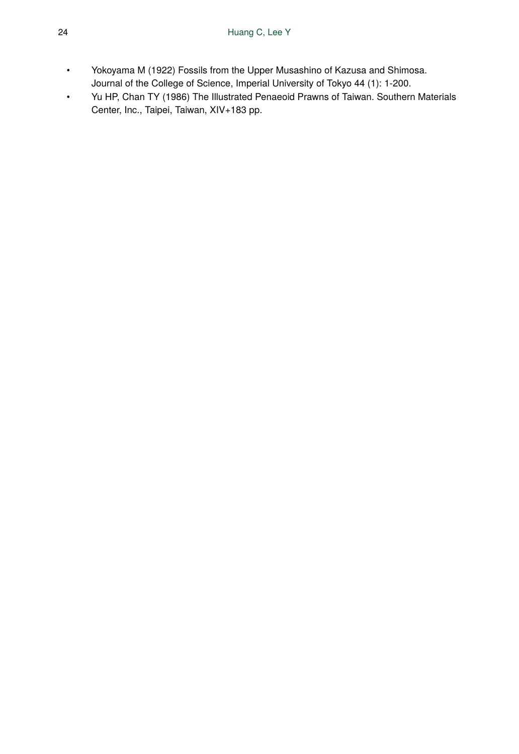- Yokoyama M (1922) Fossils from the Upper Musashino of Kazusa and Shimosa. Journal of the College of Science, Imperial University of Tokyo 44 (1): 1-200.
- Yu HP, Chan TY (1986) The Illustrated Penaeoid Prawns of Taiwan. Southern Materials Center, Inc., Taipei, Taiwan, XIV+183 pp.